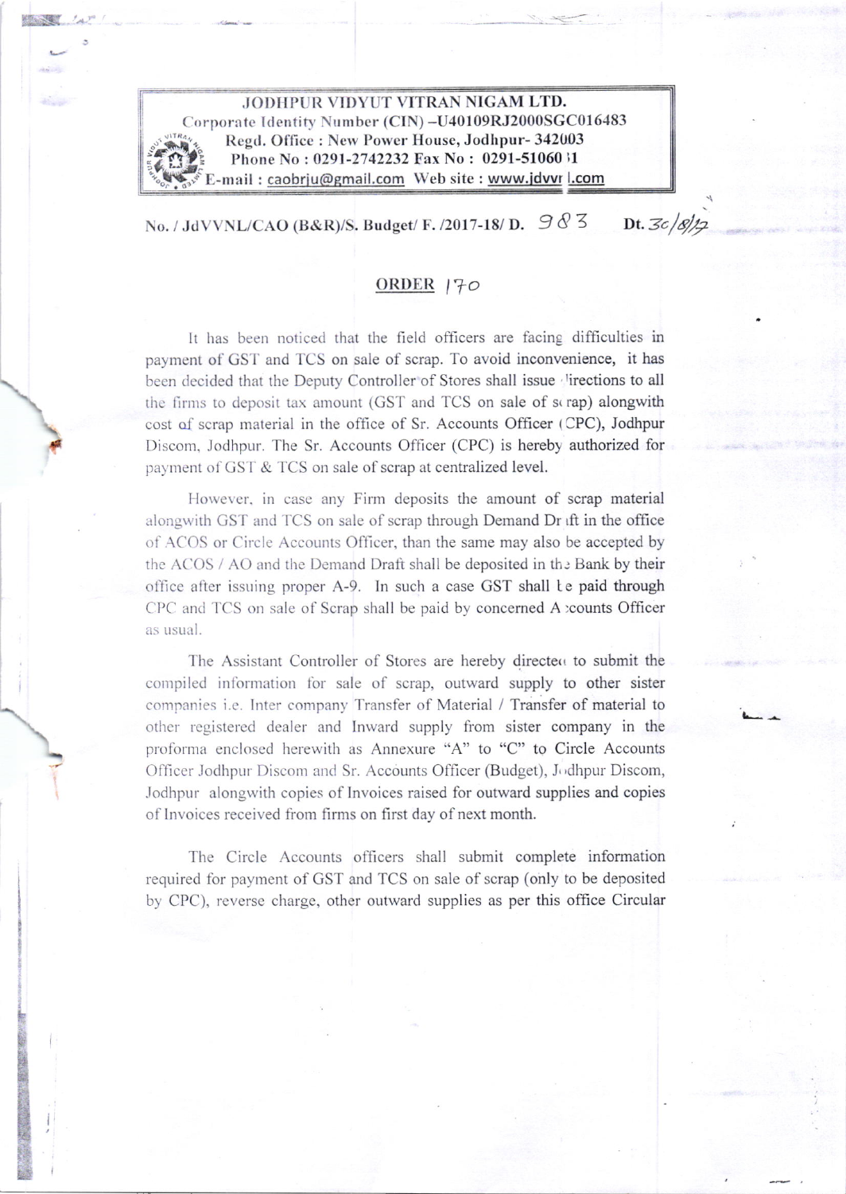**JODHPUR VIDYUT VITRAN NIGAM LTD.**
Corporate Identity Number (CIN) –U40109RJ2000SGC016483
Regd. Office : New Power House, Jodhpur- 342003
Phone No : 0291-2742232 Fax No : 0291-5106031
E-mail : caobrju@gmail.com Web site : www.jdvvnl.com

No. / JdVVNL/CAO (B&R)/S. Budget/ F. /2017-18/ D. 983 Dt. 30/8/17

## ORDER 170

It has been noticed that the field officers are facing difficulties in payment of GST and TCS on sale of scrap. To avoid inconvenience, it has been decided that the Deputy Controller of Stores shall issue directions to all the firms to deposit tax amount (GST and TCS on sale of scrap) alongwith cost of scrap material in the office of Sr. Accounts Officer (CPC), Jodhpur Discom, Jodhpur. The Sr. Accounts Officer (CPC) is hereby authorized for payment of GST & TCS on sale of scrap at centralized level.

However, in case any Firm deposits the amount of scrap material alongwith GST and TCS on sale of scrap through Demand Draft in the office of ACOS or Circle Accounts Officer, than the same may also be accepted by the ACOS / AO and the Demand Draft shall be deposited in the Bank by their office after issuing proper A-9. In such a case GST shall be paid through CPC and TCS on sale of Scrap shall be paid by concerned Accounts Officer as usual.

The Assistant Controller of Stores are hereby directed to submit the compiled information for sale of scrap, outward supply to other sister companies i.e. Inter company Transfer of Material / Transfer of material to other registered dealer and Inward supply from sister company in the proforma enclosed herewith as Annexure "A" to "C" to Circle Accounts Officer Jodhpur Discom and Sr. Accounts Officer (Budget), Jodhpur Discom, Jodhpur alongwith copies of Invoices raised for outward supplies and copies of Invoices received from firms on first day of next month.

The Circle Accounts officers shall submit complete information required for payment of GST and TCS on sale of scrap (only to be deposited by CPC), reverse charge, other outward supplies as per this office Circular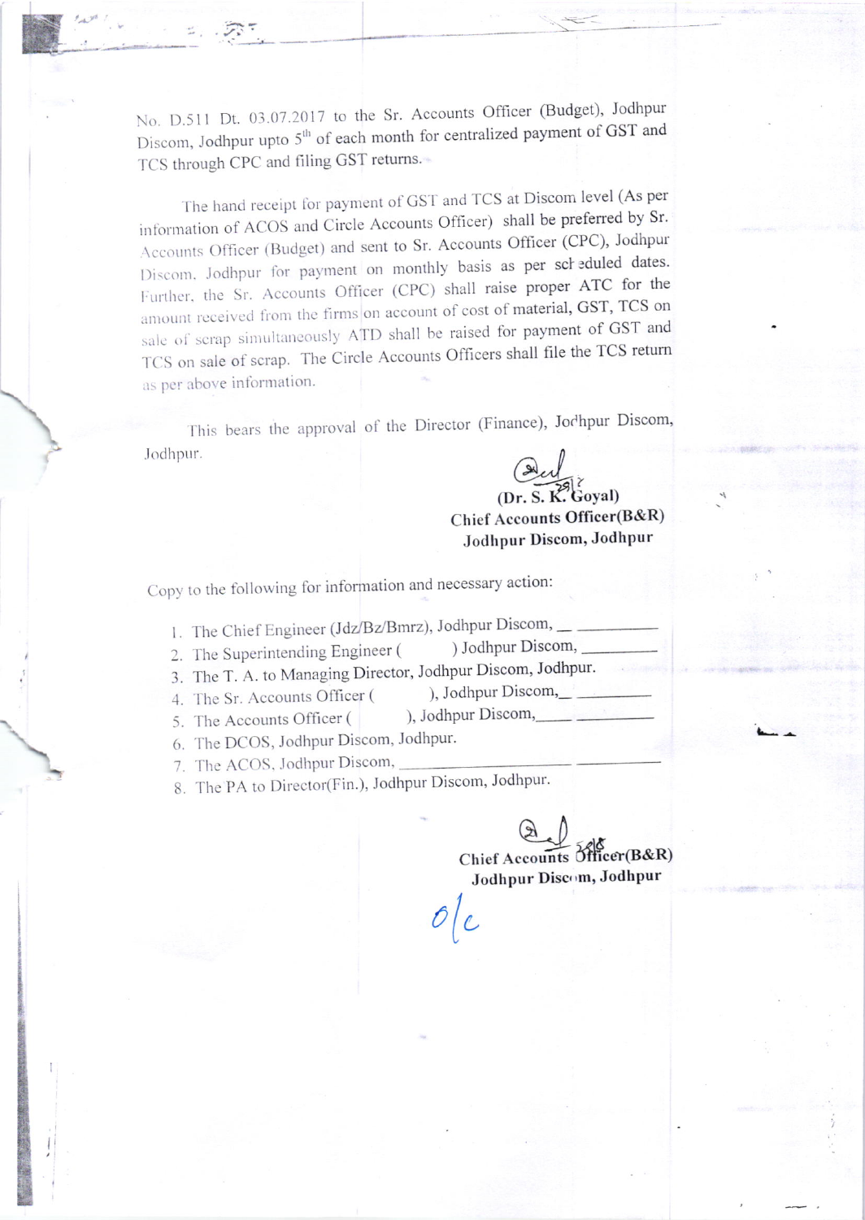No. D.511 Dt. 03.07.2017 to the Sr. Accounts Officer (Budget), Jodhpur Discom, Jodhpur upto 5th of each month for centralized payment of GST and TCS through CPC and filing GST returns.

The hand receipt for payment of GST and TCS at Discom level (As per information of ACOS and Circle Accounts Officer) shall be preferred by Sr. Accounts Officer (Budget) and sent to Sr. Accounts Officer (CPC), Jodhpur Discom, Jodhpur for payment on monthly basis as per scheduled dates. Further, the Sr. Accounts Officer (CPC) shall raise proper ATC for the amount received from the firms on account of cost of material, GST, TCS on sale of scrap simultaneously ATD shall be raised for payment of GST and TCS on sale of scrap. The Circle Accounts Officers shall file the TCS return as per above information.

This bears the approval of the Director (Finance), Jodhpur Discom, Jodhpur.

**(Dr. S. K. Goyal)**
**Chief Accounts Officer(B&R)**
**Jodhpur Discom, Jodhpur**

Copy to the following for information and necessary action:

1. The Chief Engineer (Jdz/Bz/Bmrz), Jodhpur Discom, ___________
2. The Superintending Engineer (          ) Jodhpur Discom, _________
3. The T. A. to Managing Director, Jodhpur Discom, Jodhpur.
4. The Sr. Accounts Officer (          ), Jodhpur Discom, ___________
5. The Accounts Officer (          ), Jodhpur Discom, ___________
6. The DCOS, Jodhpur Discom, Jodhpur.
7. The ACOS, Jodhpur Discom, ___________
8. The PA to Director(Fin.), Jodhpur Discom, Jodhpur.

**Chief Accounts Officer(B&R)**
**Jodhpur Discom, Jodhpur**

O/c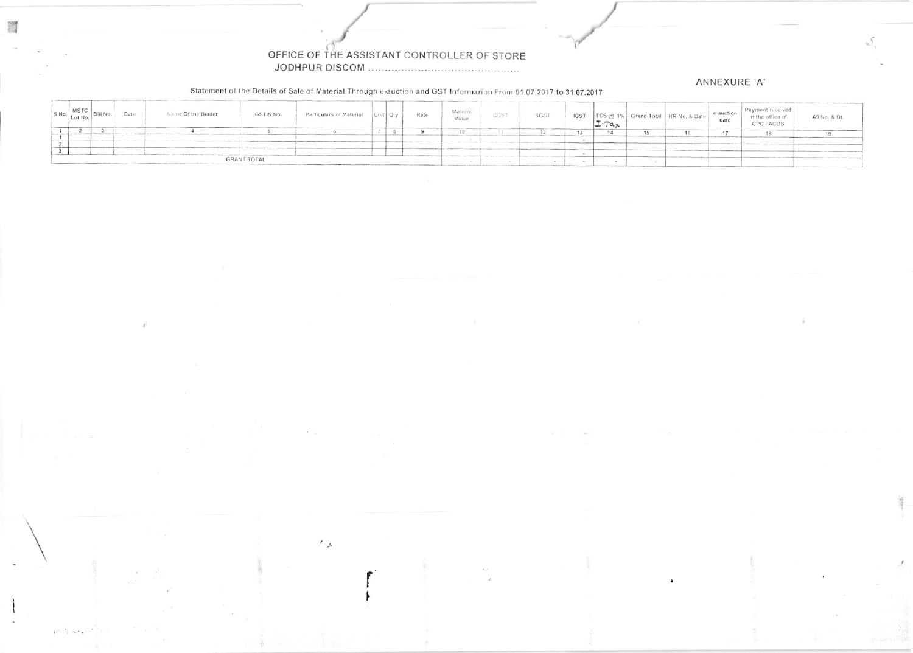# OFFICE OF THE ASSISTANT CONTROLLER OF STORE

JODHPUR DISCOM ..............................................

ANNEXURE 'A'

Statement of the Details of Sale of Material Through e-auction and GST Information From 01.07.2017 to 31.07.2017

| S.No. | MSTC Lot No. | Bill No. | Date | Name Of the Bidder | GSTIN No. | Particulars of Material | Unit | Qty. | Rate | Material Value | CGST | SGST | IGST | TCS @ 1% I-Tax | Grand Total | HR No. & Date | e-auction date | Payment received in the office of CPC / ACOS | A9 No. & Dt. |
|---|---|---|---|---|---|---|---|---|---|---|---|---|---|---|---|---|---|---|---|
| 1 | 2 | 3 | | 4 | 5 | 6 | 7 | 8 | 9 | 10 | 11 | 12 | 13 | 14 | 15 | 16 | 17 | 18 | 19 |
| 1 | | | | | | | | | | | | | - | | | | | | |
| 2 | | | | | | | | | | | | | | | | | | | |
| 3 | | | | | | | | | | | | | - | | | | | | |
| GRANT TOTAL | | | | | | | | | | - | - | - | - | - | - | | | | |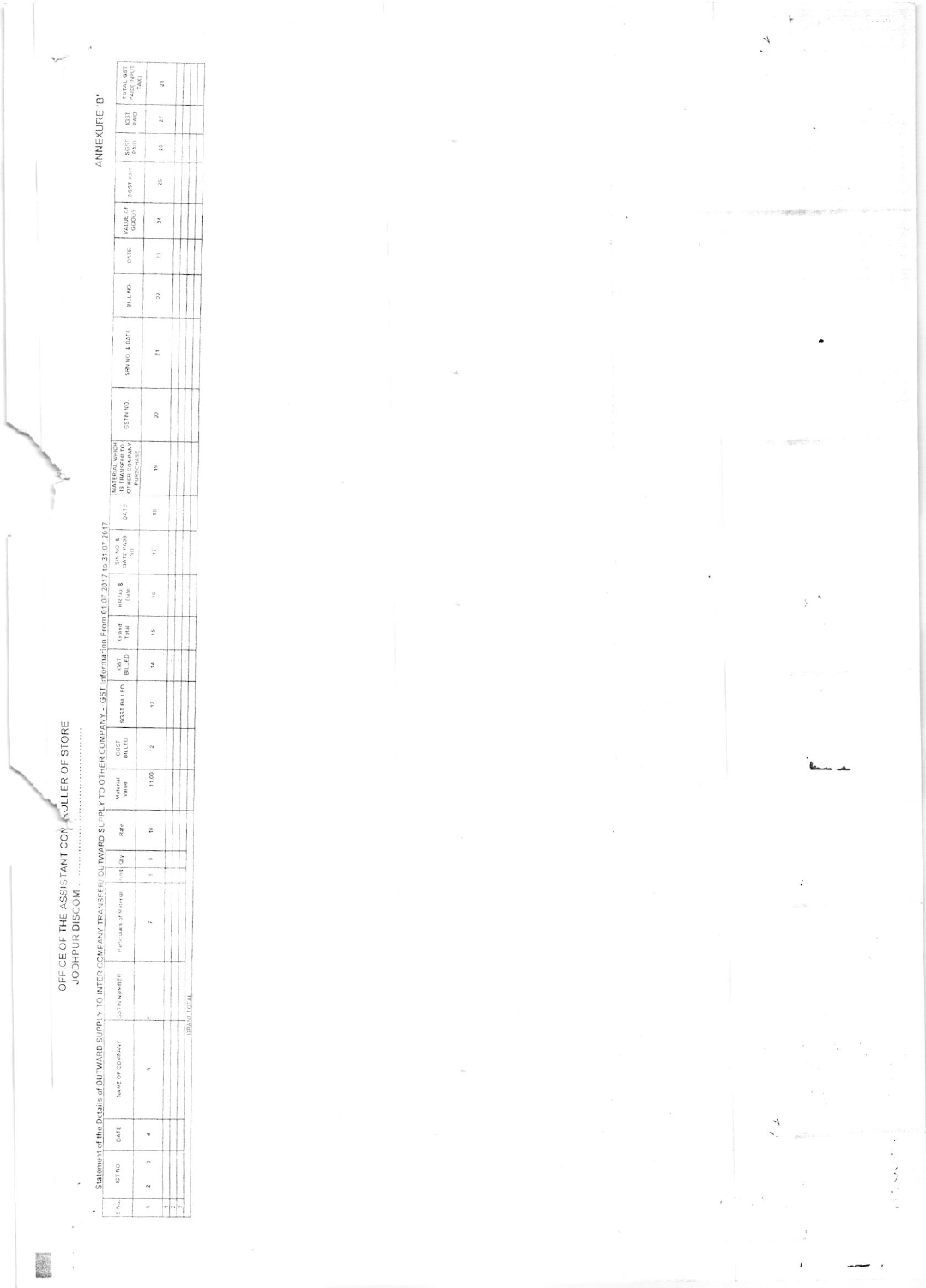ANNEXURE 'B'

OFFICE OF THE ASSISTANT CONTROLLER OF STORE
JODHPUR DISCOM ..............................

Statement of the Details of OUTWARD SUPPLY TO INTER COMPANY TRANSFER/ OUTWARD SUPPLY TO OTHER COMPANY - GST Information From 01.07.2017 to 31.07.2017

| S.No. | ICT NO. | DATE | NAME OF COMPANY | GSTIN NUMBER | Particulars of Material | Unit | Qty. | Rate | Material Value | CGST BILLED | SGST BILLED | IGST BILLED | Grand Total | HR No & Date | SRN NO. & DATE PASS NO. | DATE | MATERIAL WHICH IS TRANSFER TO OTHER COMPANY PURCHASE | GSTIN NO. | SRN NO. & DATE | BILL NO. | DATE | VALUE OF GOODS | CGST PAID | SGST PAID | IGST PAID | TOTAL GST PAID (INPUT TAX) |
|---|---|---|---|---|---|---|---|---|---|---|---|---|---|---|---|---|---|---|---|---|---|---|---|---|---|---|
| 1 | 2 | 3 | 4 | 5 | 6 | 7 | 8 | 9 | 10 | 11.00 | 12 | 13 | 14 | 15 | 16 | 17 | 18 | 19 | 20 | 21 | 22 | 23 | 24 | 25 | 26 | 27 | 28 |
| 1 | | | | | | | | | | | | | | | | | | | | | | | | | | |
| 2 | | | | | | | | | | | | | | | | | | | | | | | | | | |
| 3 | | | | | | | | | | | | | | | | | | | | | | | | | | |
| | | | | GRAND TOTAL | | | | | | | | | | | | | | | | | | | | | | |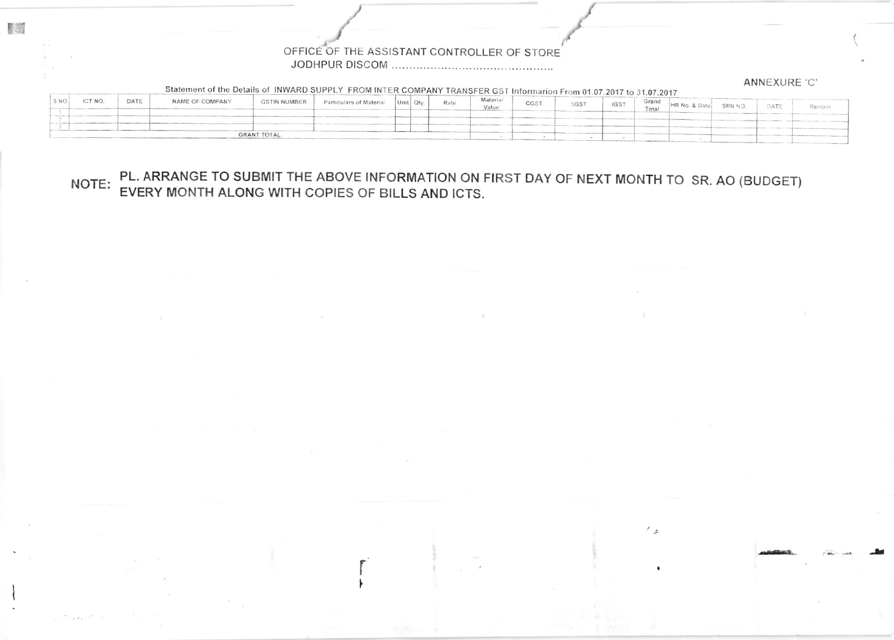OFFICE OF THE ASSISTANT CONTROLLER OF STORE
JODHPUR DISCOM ............................................

ANNEXURE 'C'

Statement of the Details of INWARD SUPPLY FROM INTER COMPANY TRANSFER GST Informarion From 01.07.2017 to 31.07.2017

| S.NO. | ICT NO. | DATE | NAME OF COMPANY | GSTIN NUMBER | Particulars of Material | Unit | Qty. | Rate | Material Value | CGST | SGST | IGST | Grand Total | HR No. & Date | SRN NO. | DATE | Remark |
|---|---|---|---|---|---|---|---|---|---|---|---|---|---|---|---|---|---|
| 1 | | | | | | | | | | | | | | | | | |
| 2 | | | | | | | | | | | | | | | | | |
| 3 | | | | | | | | | | | | | | | | | |
| GRANT TOTAL | | | | | | | | | - | - | - | - | | - | | | |

NOTE: PL. ARRANGE TO SUBMIT THE ABOVE INFORMATION ON FIRST DAY OF NEXT MONTH TO SR. AO (BUDGET) EVERY MONTH ALONG WITH COPIES OF BILLS AND ICTS.